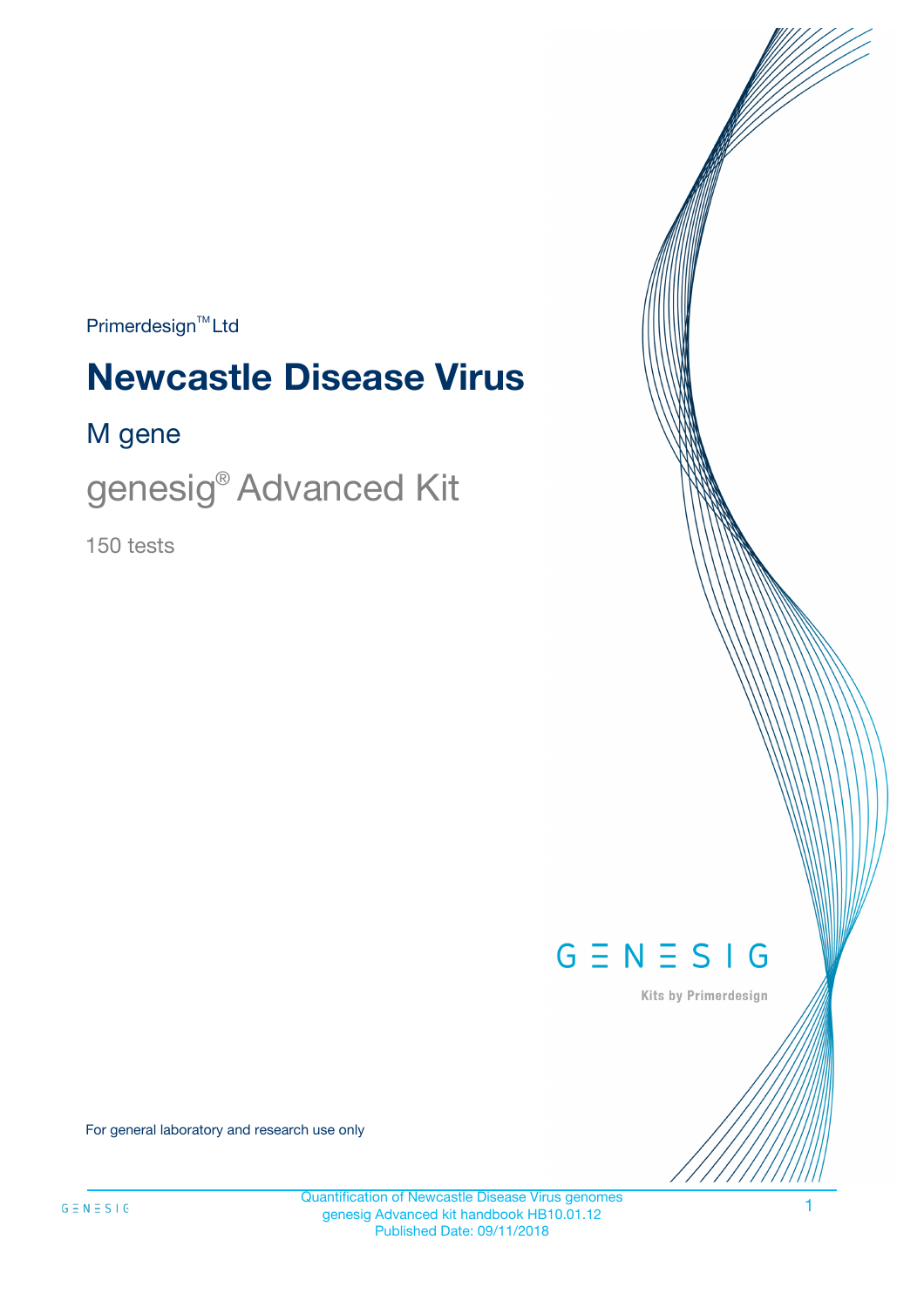Primerdesign™ Ltd

# Newcastle Disease Virus

## M gene

## genesig® Advanced Kit

150 tests

GENESIG

Kits by Primerdesign

For general laboratory and research use only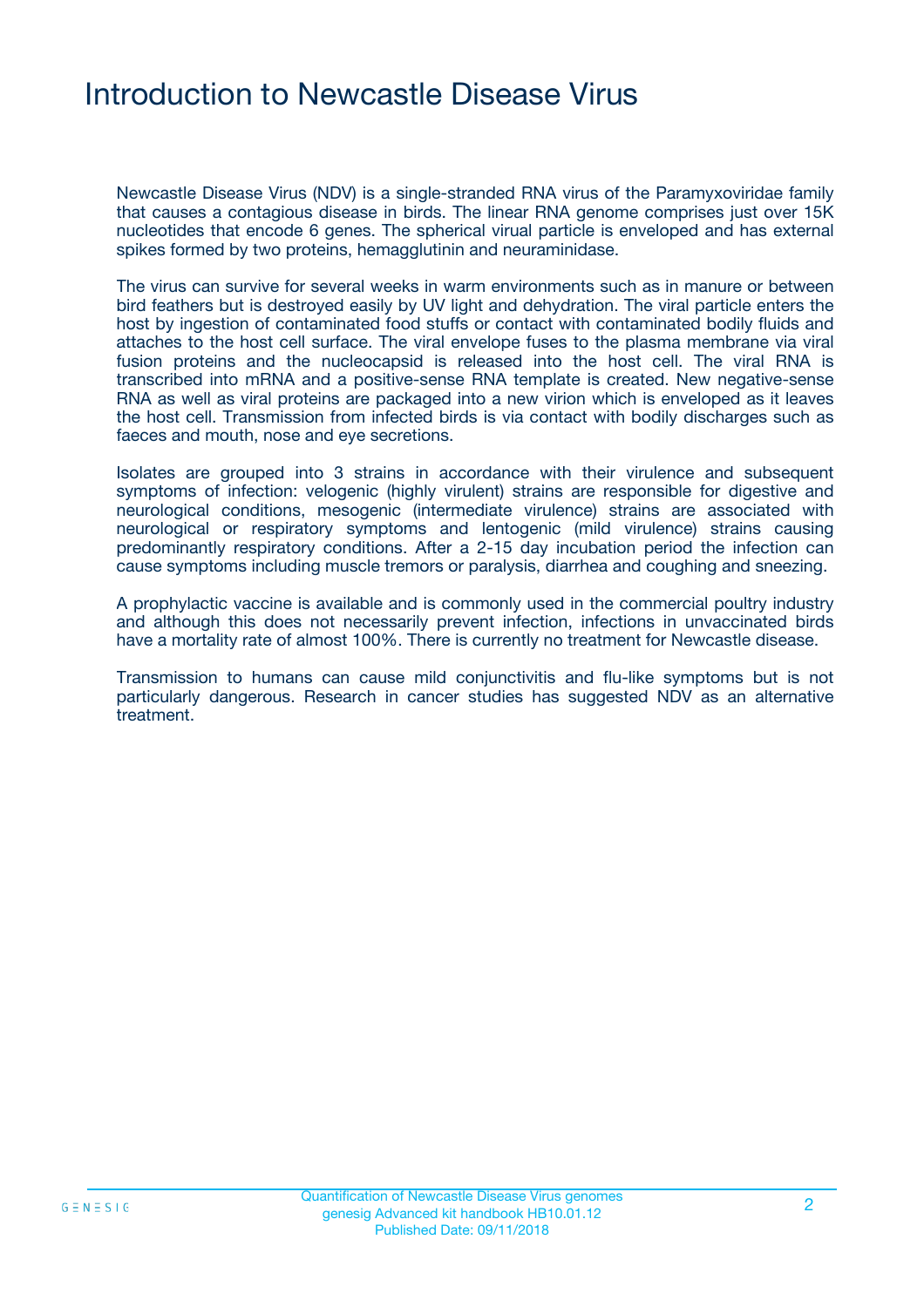# Introduction to Newcastle Disease Virus

Newcastle Disease Virus (NDV) is a single-stranded RNA virus of the Paramyxoviridae family that causes a contagious disease in birds. The linear RNA genome comprises just over 15K nucleotides that encode 6 genes. The spherical virual particle is enveloped and has external spikes formed by two proteins, hemagglutinin and neuraminidase.

The virus can survive for several weeks in warm environments such as in manure or between bird feathers but is destroyed easily by UV light and dehydration. The viral particle enters the host by ingestion of contaminated food stuffs or contact with contaminated bodily fluids and attaches to the host cell surface. The viral envelope fuses to the plasma membrane via viral fusion proteins and the nucleocapsid is released into the host cell. The viral RNA is transcribed into mRNA and a positive-sense RNA template is created. New negative-sense RNA as well as viral proteins are packaged into a new virion which is enveloped as it leaves the host cell. Transmission from infected birds is via contact with bodily discharges such as faeces and mouth, nose and eye secretions.

Isolates are grouped into 3 strains in accordance with their virulence and subsequent symptoms of infection: velogenic (highly virulent) strains are responsible for digestive and neurological conditions, mesogenic (intermediate virulence) strains are associated with neurological or respiratory symptoms and lentogenic (mild virulence) strains causing predominantly respiratory conditions. After a 2-15 day incubation period the infection can cause symptoms including muscle tremors or paralysis, diarrhea and coughing and sneezing.

A prophylactic vaccine is available and is commonly used in the commercial poultry industry and although this does not necessarily prevent infection, infections in unvaccinated birds have a mortality rate of almost 100%. There is currently no treatment for Newcastle disease.

Transmission to humans can cause mild conjunctivitis and flu-like symptoms but is not particularly dangerous. Research in cancer studies has suggested NDV as an alternative treatment.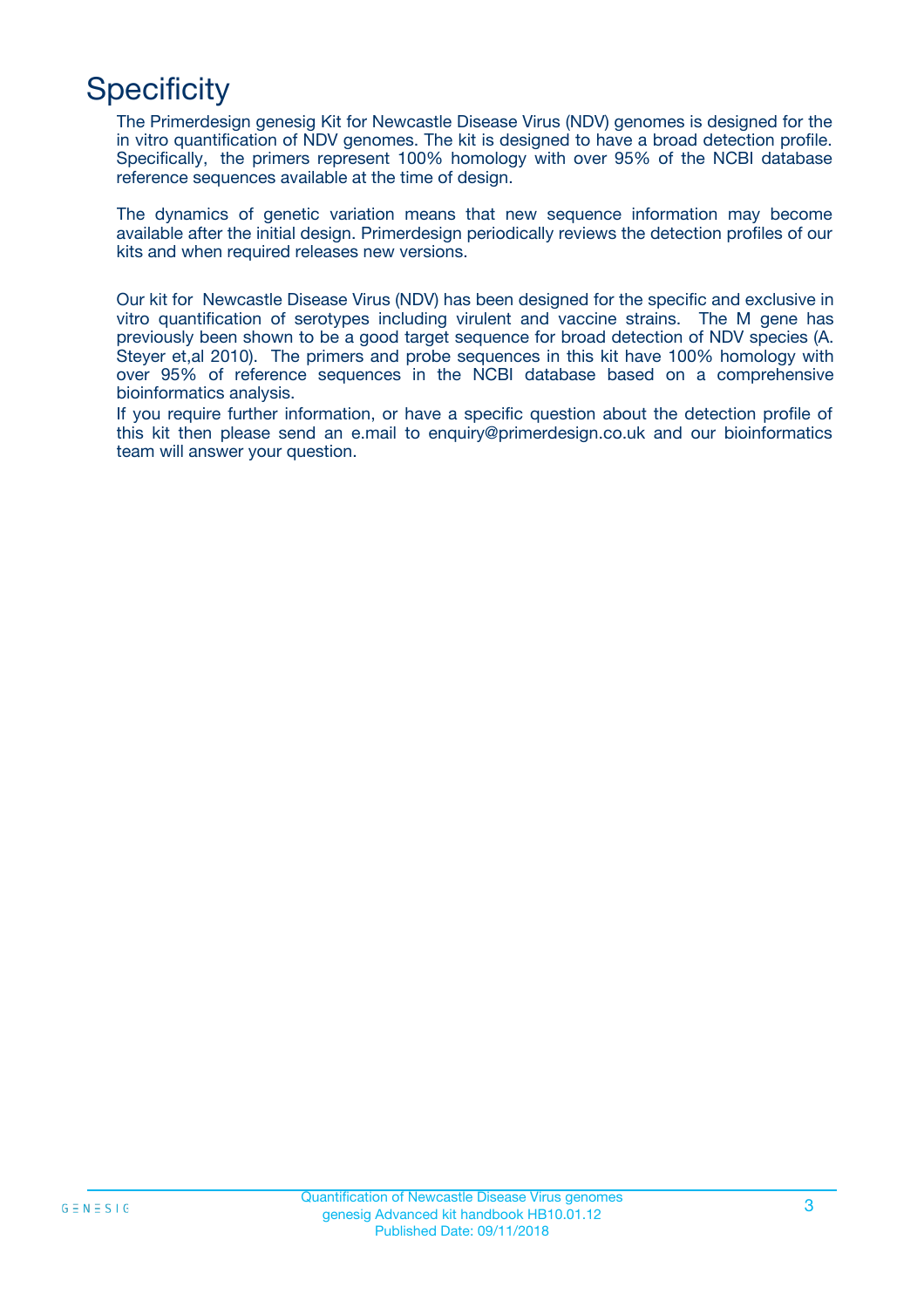# Specificity

The Primerdesign genesig Kit for Newcastle Disease Virus (NDV) genomes is designed for the in vitro quantification of NDV genomes. The kit is designed to have a broad detection profile. Specifically, the primers represent 100% homology with over 95% of the NCBI database reference sequences available at the time of design.

The dynamics of genetic variation means that new sequence information may become available after the initial design. Primerdesign periodically reviews the detection profiles of our kits and when required releases new versions.

Our kit for Newcastle Disease Virus (NDV) has been designed for the specific and exclusive in vitro quantification of serotypes including virulent and vaccine strains. The M gene has previously been shown to be a good target sequence for broad detection of NDV species (A. Steyer et,al 2010). The primers and probe sequences in this kit have 100% homology with over 95% of reference sequences in the NCBI database based on a comprehensive bioinformatics analysis.
If you require further information, or have a specific question about the detection profile of this kit then please send an e.mail to enquiry@primerdesign.co.uk and our bioinformatics team will answer your question.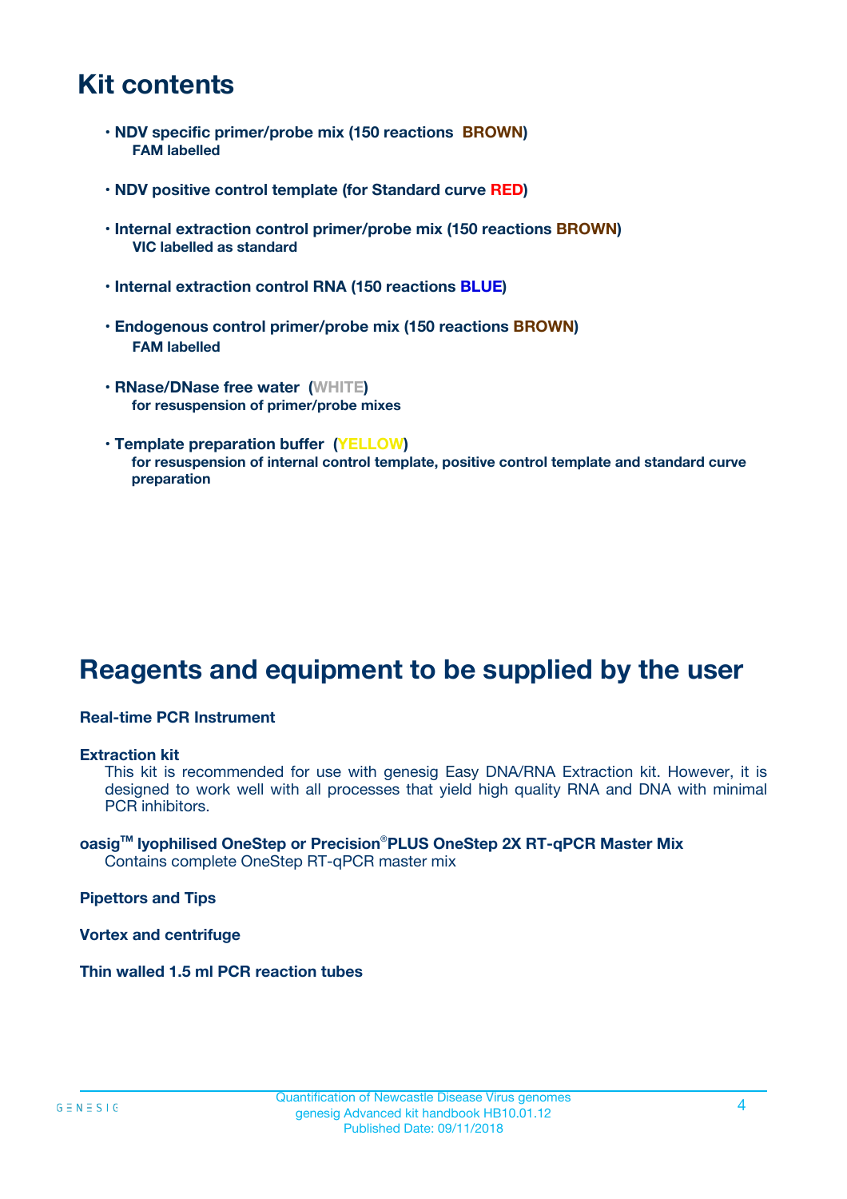# Kit contents

- **NDV specific primer/probe mix (150 reactions BROWN)**
  **FAM labelled**

- **NDV positive control template (for Standard curve RED)**

- **Internal extraction control primer/probe mix (150 reactions BROWN)**
  **VIC labelled as standard**

- **Internal extraction control RNA (150 reactions BLUE)**

- **Endogenous control primer/probe mix (150 reactions BROWN)**
  **FAM labelled**

- **RNase/DNase free water (WHITE)**
  **for resuspension of primer/probe mixes**

- **Template preparation buffer (YELLOW)**
  **for resuspension of internal control template, positive control template and standard curve preparation**

# Reagents and equipment to be supplied by the user

**Real-time PCR Instrument**

**Extraction kit**
This kit is recommended for use with genesig Easy DNA/RNA Extraction kit. However, it is designed to work well with all processes that yield high quality RNA and DNA with minimal PCR inhibitors.

**oasig™ lyophilised OneStep or Precision®PLUS OneStep 2X RT-qPCR Master Mix**
Contains complete OneStep RT-qPCR master mix

**Pipettors and Tips**

**Vortex and centrifuge**

**Thin walled 1.5 ml PCR reaction tubes**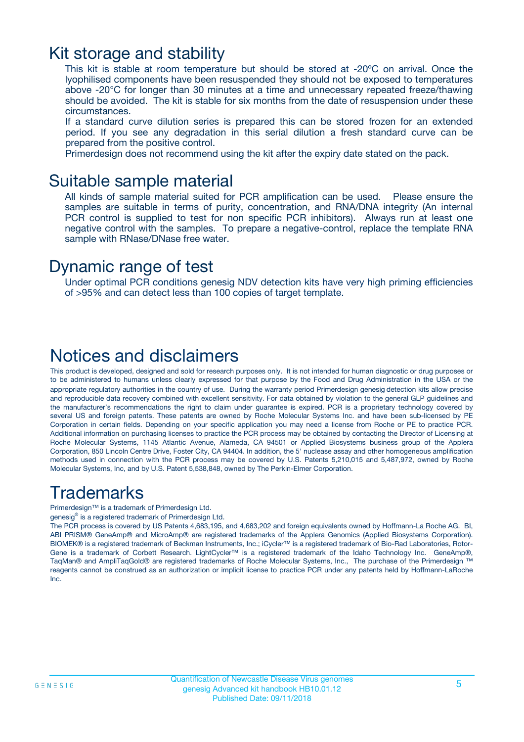## Kit storage and stability

This kit is stable at room temperature but should be stored at -20ºC on arrival. Once the lyophilised components have been resuspended they should not be exposed to temperatures above -20°C for longer than 30 minutes at a time and unnecessary repeated freeze/thawing should be avoided. The kit is stable for six months from the date of resuspension under these circumstances.

If a standard curve dilution series is prepared this can be stored frozen for an extended period. If you see any degradation in this serial dilution a fresh standard curve can be prepared from the positive control.

Primerdesign does not recommend using the kit after the expiry date stated on the pack.

## Suitable sample material

All kinds of sample material suited for PCR amplification can be used. Please ensure the samples are suitable in terms of purity, concentration, and RNA/DNA integrity (An internal PCR control is supplied to test for non specific PCR inhibitors). Always run at least one negative control with the samples. To prepare a negative-control, replace the template RNA sample with RNase/DNase free water.

## Dynamic range of test

Under optimal PCR conditions genesig NDV detection kits have very high priming efficiencies of >95% and can detect less than 100 copies of target template.

## Notices and disclaimers

This product is developed, designed and sold for research purposes only. It is not intended for human diagnostic or drug purposes or to be administered to humans unless clearly expressed for that purpose by the Food and Drug Administration in the USA or the appropriate regulatory authorities in the country of use. During the warranty period Primerdesign genesig detection kits allow precise and reproducible data recovery combined with excellent sensitivity. For data obtained by violation to the general GLP guidelines and the manufacturer's recommendations the right to claim under guarantee is expired. PCR is a proprietary technology covered by several US and foreign patents. These patents are owned by Roche Molecular Systems Inc. and have been sub-licensed by PE Corporation in certain fields. Depending on your specific application you may need a license from Roche or PE to practice PCR. Additional information on purchasing licenses to practice the PCR process may be obtained by contacting the Director of Licensing at Roche Molecular Systems, 1145 Atlantic Avenue, Alameda, CA 94501 or Applied Biosystems business group of the Applera Corporation, 850 Lincoln Centre Drive, Foster City, CA 94404. In addition, the 5' nuclease assay and other homogeneous amplification methods used in connection with the PCR process may be covered by U.S. Patents 5,210,015 and 5,487,972, owned by Roche Molecular Systems, Inc, and by U.S. Patent 5,538,848, owned by The Perkin-Elmer Corporation.

## Trademarks

Primerdesign™ is a trademark of Primerdesign Ltd.

genesig® is a registered trademark of Primerdesign Ltd.

The PCR process is covered by US Patents 4,683,195, and 4,683,202 and foreign equivalents owned by Hoffmann-La Roche AG. BI, ABI PRISM® GeneAmp® and MicroAmp® are registered trademarks of the Applera Genomics (Applied Biosystems Corporation). BIOMEK® is a registered trademark of Beckman Instruments, Inc.; iCycler™ is a registered trademark of Bio-Rad Laboratories, Rotor-Gene is a trademark of Corbett Research. LightCycler™ is a registered trademark of the Idaho Technology Inc. GeneAmp®, TaqMan® and AmpliTaqGold® are registered trademarks of Roche Molecular Systems, Inc., The purchase of the Primerdesign ™ reagents cannot be construed as an authorization or implicit license to practice PCR under any patents held by Hoffmann-LaRoche Inc.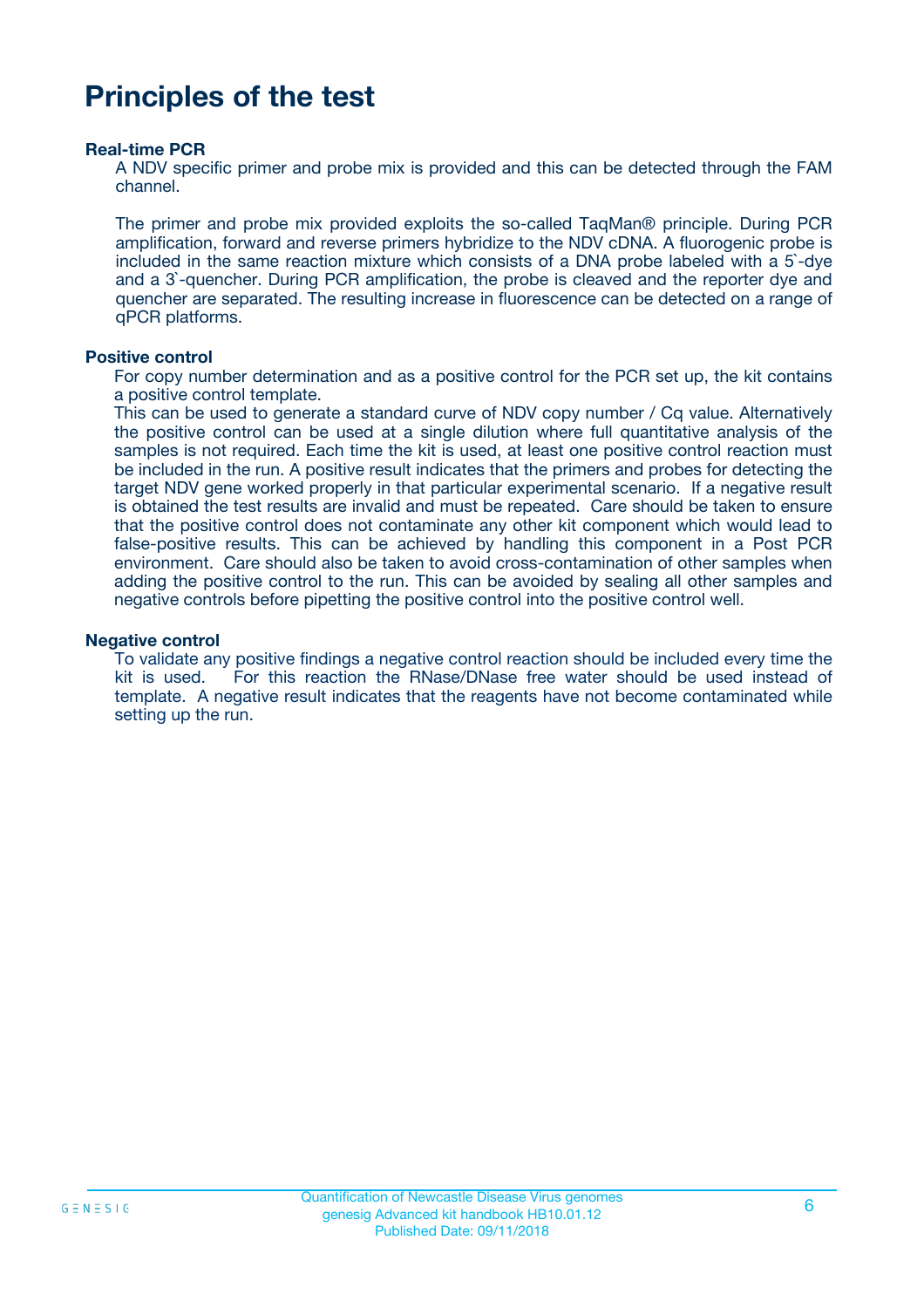# Principles of the test

### Real-time PCR

A NDV specific primer and probe mix is provided and this can be detected through the FAM channel.

The primer and probe mix provided exploits the so-called TaqMan® principle. During PCR amplification, forward and reverse primers hybridize to the NDV cDNA. A fluorogenic probe is included in the same reaction mixture which consists of a DNA probe labeled with a 5`-dye and a 3`-quencher. During PCR amplification, the probe is cleaved and the reporter dye and quencher are separated. The resulting increase in fluorescence can be detected on a range of qPCR platforms.

### Positive control

For copy number determination and as a positive control for the PCR set up, the kit contains a positive control template.
This can be used to generate a standard curve of NDV copy number / Cq value. Alternatively the positive control can be used at a single dilution where full quantitative analysis of the samples is not required. Each time the kit is used, at least one positive control reaction must be included in the run. A positive result indicates that the primers and probes for detecting the target NDV gene worked properly in that particular experimental scenario. If a negative result is obtained the test results are invalid and must be repeated. Care should be taken to ensure that the positive control does not contaminate any other kit component which would lead to false-positive results. This can be achieved by handling this component in a Post PCR environment. Care should also be taken to avoid cross-contamination of other samples when adding the positive control to the run. This can be avoided by sealing all other samples and negative controls before pipetting the positive control into the positive control well.

### Negative control

To validate any positive findings a negative control reaction should be included every time the kit is used. For this reaction the RNase/DNase free water should be used instead of template. A negative result indicates that the reagents have not become contaminated while setting up the run.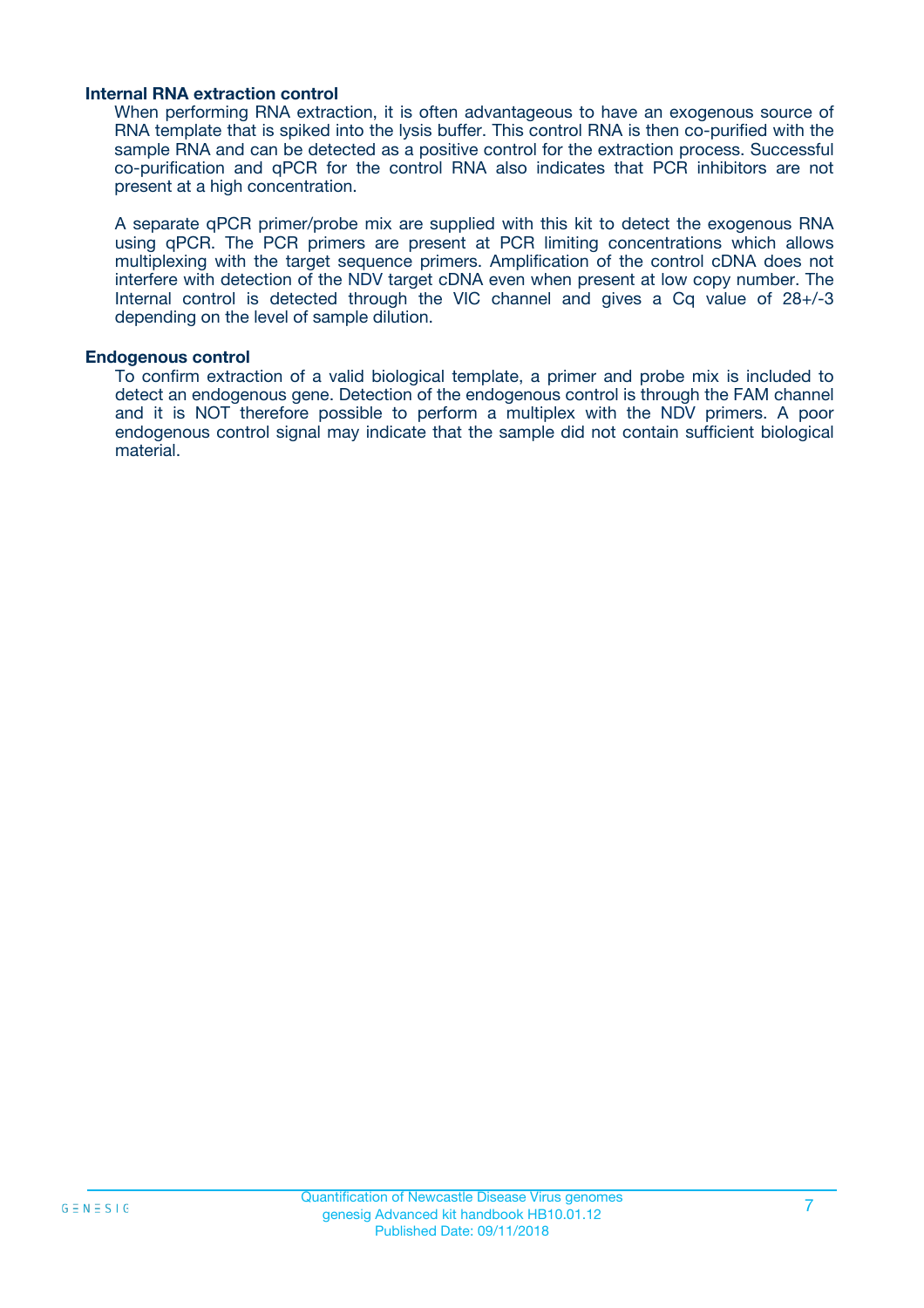### Internal RNA extraction control

When performing RNA extraction, it is often advantageous to have an exogenous source of RNA template that is spiked into the lysis buffer. This control RNA is then co-purified with the sample RNA and can be detected as a positive control for the extraction process. Successful co-purification and qPCR for the control RNA also indicates that PCR inhibitors are not present at a high concentration.

A separate qPCR primer/probe mix are supplied with this kit to detect the exogenous RNA using qPCR. The PCR primers are present at PCR limiting concentrations which allows multiplexing with the target sequence primers. Amplification of the control cDNA does not interfere with detection of the NDV target cDNA even when present at low copy number. The Internal control is detected through the VIC channel and gives a Cq value of 28+/-3 depending on the level of sample dilution.

### Endogenous control

To confirm extraction of a valid biological template, a primer and probe mix is included to detect an endogenous gene. Detection of the endogenous control is through the FAM channel and it is NOT therefore possible to perform a multiplex with the NDV primers. A poor endogenous control signal may indicate that the sample did not contain sufficient biological material.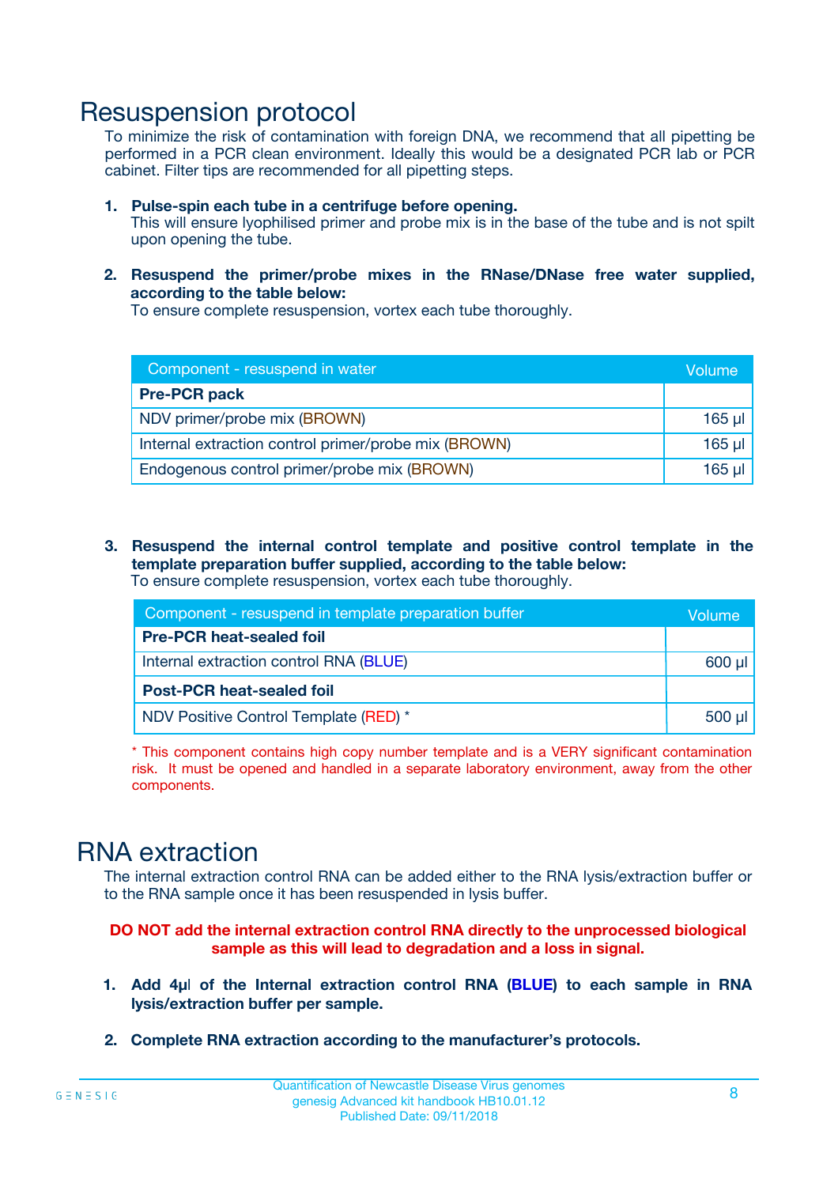# Resuspension protocol

To minimize the risk of contamination with foreign DNA, we recommend that all pipetting be performed in a PCR clean environment. Ideally this would be a designated PCR lab or PCR cabinet. Filter tips are recommended for all pipetting steps.

1. **Pulse-spin each tube in a centrifuge before opening.**
   This will ensure lyophilised primer and probe mix is in the base of the tube and is not spilt upon opening the tube.

2. **Resuspend the primer/probe mixes in the RNase/DNase free water supplied, according to the table below:**
   To ensure complete resuspension, vortex each tube thoroughly.

| Component - resuspend in water | Volume |
|---|---|
| **Pre-PCR pack** | |
| NDV primer/probe mix (BROWN) | 165 µl |
| Internal extraction control primer/probe mix (BROWN) | 165 µl |
| Endogenous control primer/probe mix (BROWN) | 165 µl |

3. **Resuspend the internal control template and positive control template in the template preparation buffer supplied, according to the table below:**
   To ensure complete resuspension, vortex each tube thoroughly.

| Component - resuspend in template preparation buffer | Volume |
|---|---|
| **Pre-PCR heat-sealed foil** | |
| Internal extraction control RNA (BLUE) | 600 µl |
| **Post-PCR heat-sealed foil** | |
| NDV Positive Control Template (RED) * | 500 µl |

* This component contains high copy number template and is a VERY significant contamination risk. It must be opened and handled in a separate laboratory environment, away from the other components.

# RNA extraction

The internal extraction control RNA can be added either to the RNA lysis/extraction buffer or to the RNA sample once it has been resuspended in lysis buffer.

**DO NOT add the internal extraction control RNA directly to the unprocessed biological sample as this will lead to degradation and a loss in signal.**

1. **Add 4µl of the Internal extraction control RNA (BLUE) to each sample in RNA lysis/extraction buffer per sample.**

2. **Complete RNA extraction according to the manufacturer's protocols.**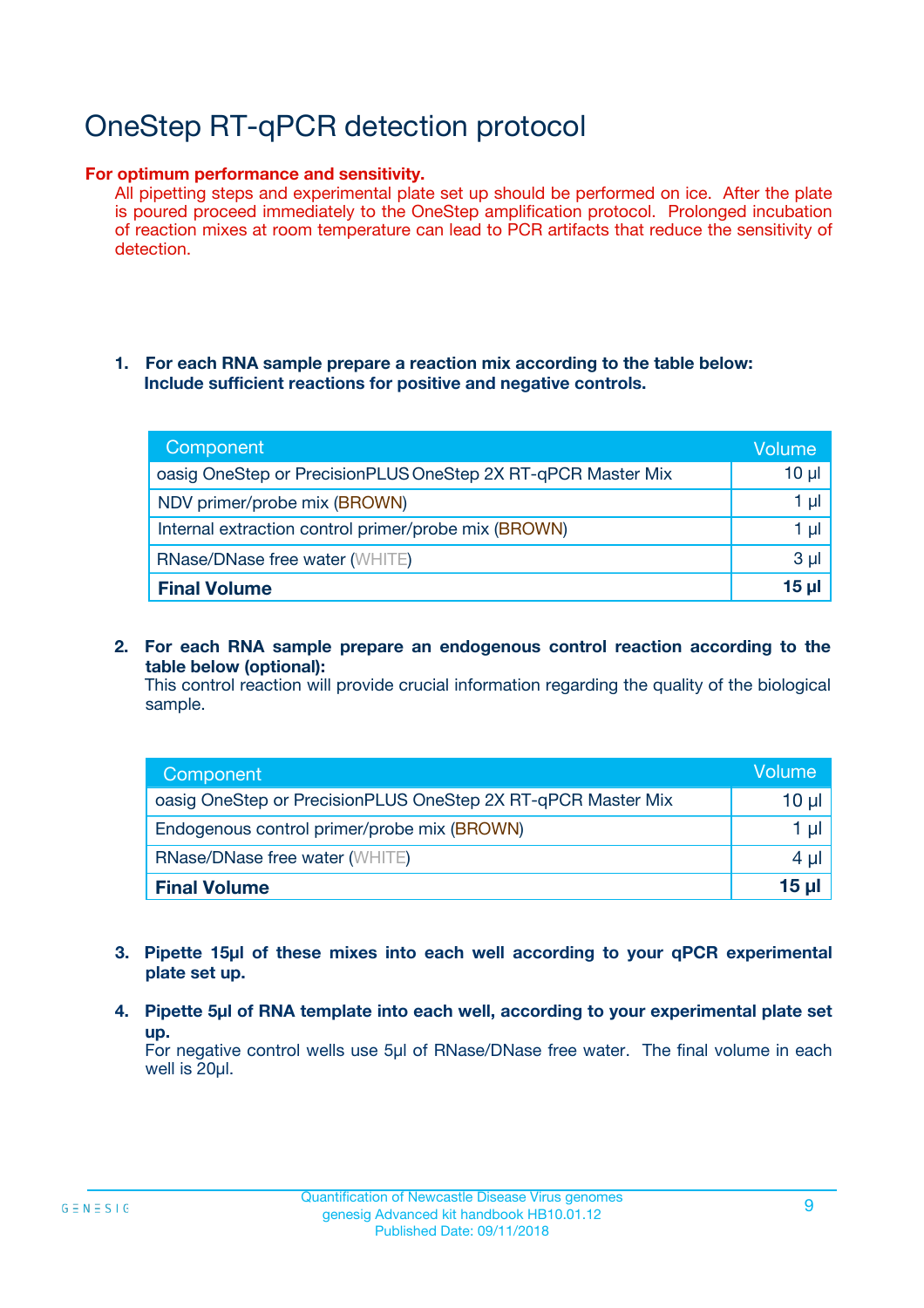# OneStep RT-qPCR detection protocol

**For optimum performance and sensitivity.**

All pipetting steps and experimental plate set up should be performed on ice. After the plate is poured proceed immediately to the OneStep amplification protocol. Prolonged incubation of reaction mixes at room temperature can lead to PCR artifacts that reduce the sensitivity of detection.

1. **For each RNA sample prepare a reaction mix according to the table below: Include sufficient reactions for positive and negative controls.**

| Component | Volume |
|---|---|
| oasig OneStep or PrecisionPLUS OneStep 2X RT-qPCR Master Mix | 10 µl |
| NDV primer/probe mix (BROWN) | 1 µl |
| Internal extraction control primer/probe mix (BROWN) | 1 µl |
| RNase/DNase free water (WHITE) | 3 µl |
| **Final Volume** | **15 µl** |

2. **For each RNA sample prepare an endogenous control reaction according to the table below (optional):**
   This control reaction will provide crucial information regarding the quality of the biological sample.

| Component | Volume |
|---|---|
| oasig OneStep or PrecisionPLUS OneStep 2X RT-qPCR Master Mix | 10 µl |
| Endogenous control primer/probe mix (BROWN) | 1 µl |
| RNase/DNase free water (WHITE) | 4 µl |
| **Final Volume** | **15 µl** |

3. **Pipette 15µl of these mixes into each well according to your qPCR experimental plate set up.**

4. **Pipette 5µl of RNA template into each well, according to your experimental plate set up.**
   For negative control wells use 5µl of RNase/DNase free water. The final volume in each well is 20µl.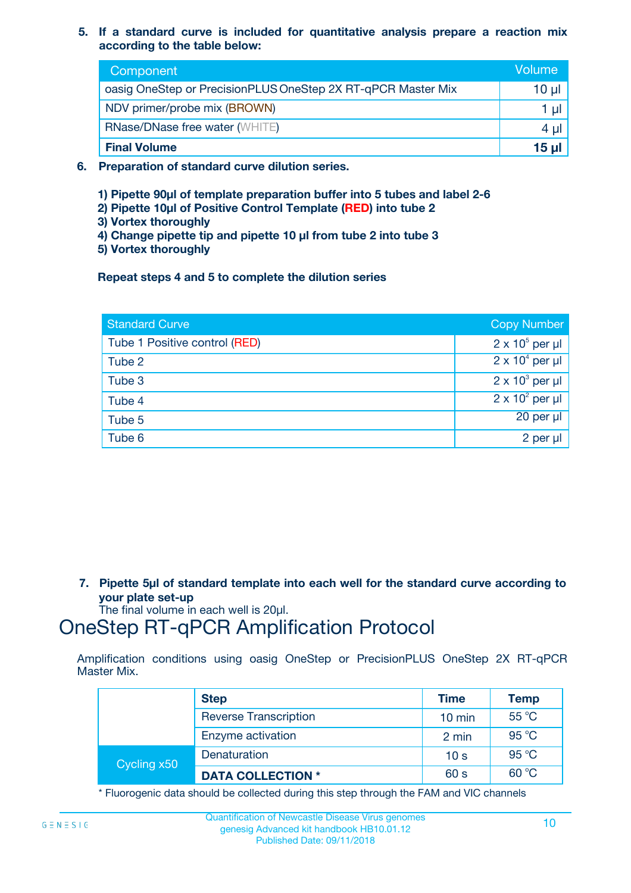5. **If a standard curve is included for quantitative analysis prepare a reaction mix according to the table below:**

| Component | Volume |
|---|---|
| oasig OneStep or PrecisionPLUS OneStep 2X RT-qPCR Master Mix | 10 µl |
| NDV primer/probe mix (BROWN) | 1 µl |
| RNase/DNase free water (WHITE) | 4 µl |
| **Final Volume** | **15 µl** |

6. **Preparation of standard curve dilution series.**

   **1) Pipette 90µl of template preparation buffer into 5 tubes and label 2-6**
   **2) Pipette 10µl of Positive Control Template (RED) into tube 2**
   **3) Vortex thoroughly**
   **4) Change pipette tip and pipette 10 µl from tube 2 into tube 3**
   **5) Vortex thoroughly**

   **Repeat steps 4 and 5 to complete the dilution series**

| Standard Curve | Copy Number |
|---|---|
| Tube 1 Positive control (RED) | $2 \times 10^5$ per µl |
| Tube 2 | $2 \times 10^4$ per µl |
| Tube 3 | $2 \times 10^3$ per µl |
| Tube 4 | $2 \times 10^2$ per µl |
| Tube 5 | 20 per µl |
| Tube 6 | 2 per µl |

7. **Pipette 5µl of standard template into each well for the standard curve according to your plate set-up**
   The final volume in each well is 20µl.

# OneStep RT-qPCR Amplification Protocol

Amplification conditions using oasig OneStep or PrecisionPLUS OneStep 2X RT-qPCR Master Mix.

| | Step | Time | Temp |
|---|---|---|---|
| | Reverse Transcription | 10 min | 55 °C |
| | Enzyme activation | 2 min | 95 °C |
| Cycling x50 | Denaturation | 10 s | 95 °C |
| | **DATA COLLECTION *** | 60 s | 60 °C |

* Fluorogenic data should be collected during this step through the FAM and VIC channels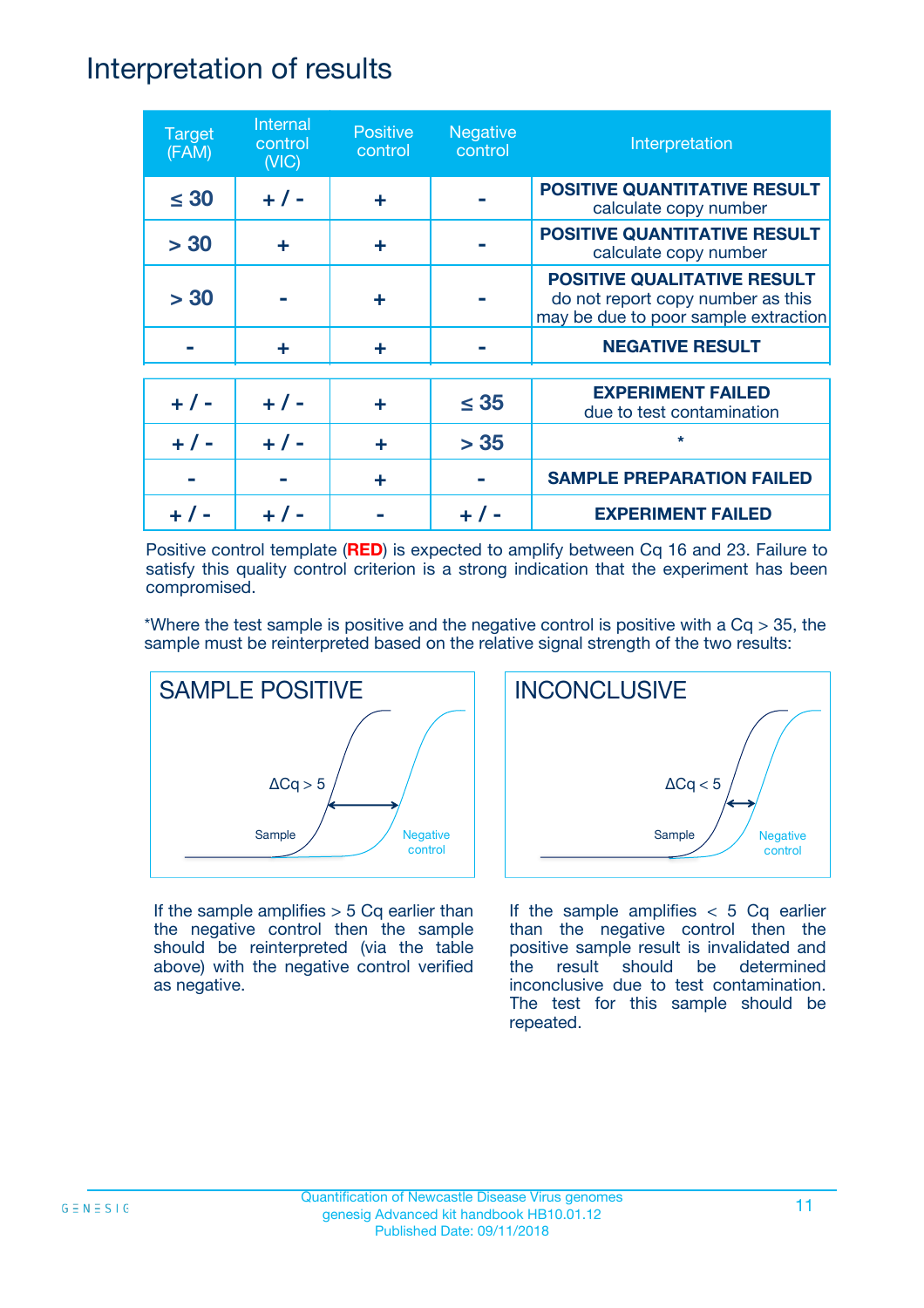# Interpretation of results

| Target (FAM) | Internal control (VIC) | Positive control | Negative control | Interpretation |
|---|---|---|---|---|
| ≤ 30 | + / - | + | - | **POSITIVE QUANTITATIVE RESULT** calculate copy number |
| > 30 | + | + | - | **POSITIVE QUANTITATIVE RESULT** calculate copy number |
| > 30 | - | + | - | **POSITIVE QUALITATIVE RESULT** do not report copy number as this may be due to poor sample extraction |
| - | + | + | - | **NEGATIVE RESULT** |
| + / - | + / - | + | ≤ 35 | **EXPERIMENT FAILED** due to test contamination |
| + / - | + / - | + | > 35 | * |
| - | - | + | - | **SAMPLE PREPARATION FAILED** |
| + / - | + / - | - | + / - | **EXPERIMENT FAILED** |

Positive control template (**RED**) is expected to amplify between Cq 16 and 23. Failure to satisfy this quality control criterion is a strong indication that the experiment has been compromised.

*Where the test sample is positive and the negative control is positive with a Cq > 35, the sample must be reinterpreted based on the relative signal strength of the two results:

**SAMPLE POSITIVE**

ΔCq > 5

Sample

Negative control

If the sample amplifies > 5 Cq earlier than the negative control then the sample should be reinterpreted (via the table above) with the negative control verified as negative.

**INCONCLUSIVE**

ΔCq < 5

Sample

Negative control

If the sample amplifies < 5 Cq earlier than the negative control then the positive sample result is invalidated and the result should be determined inconclusive due to test contamination. The test for this sample should be repeated.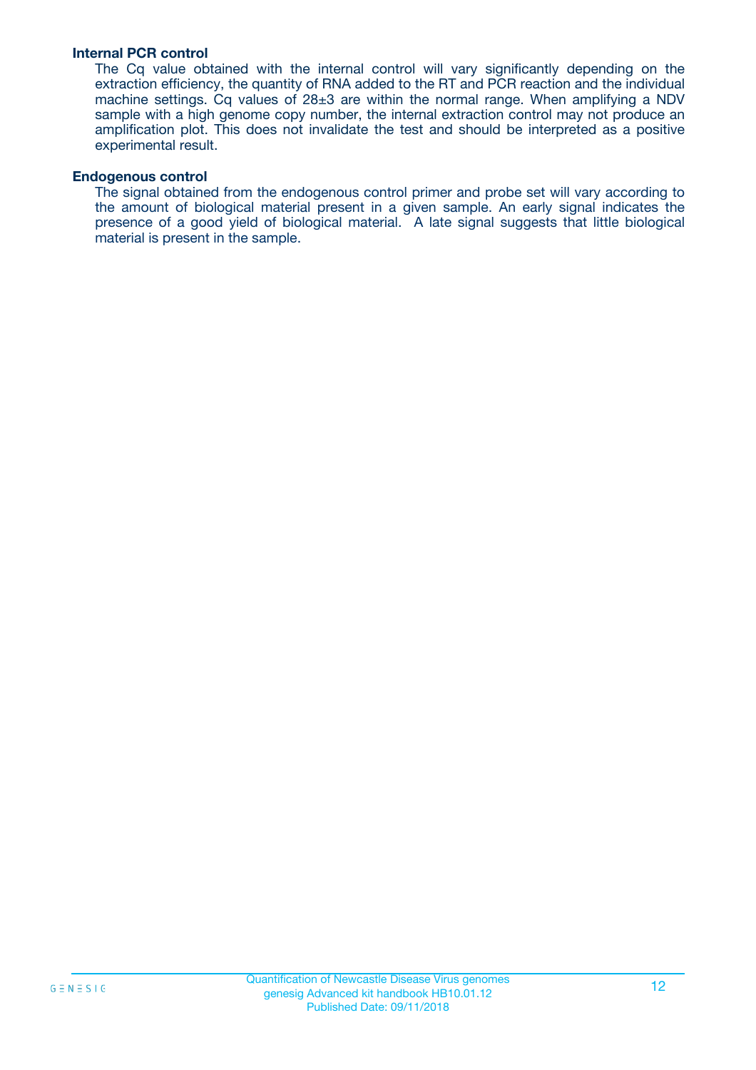**Internal PCR control**

The Cq value obtained with the internal control will vary significantly depending on the extraction efficiency, the quantity of RNA added to the RT and PCR reaction and the individual machine settings. Cq values of 28±3 are within the normal range. When amplifying a NDV sample with a high genome copy number, the internal extraction control may not produce an amplification plot. This does not invalidate the test and should be interpreted as a positive experimental result.

**Endogenous control**

The signal obtained from the endogenous control primer and probe set will vary according to the amount of biological material present in a given sample. An early signal indicates the presence of a good yield of biological material. A late signal suggests that little biological material is present in the sample.